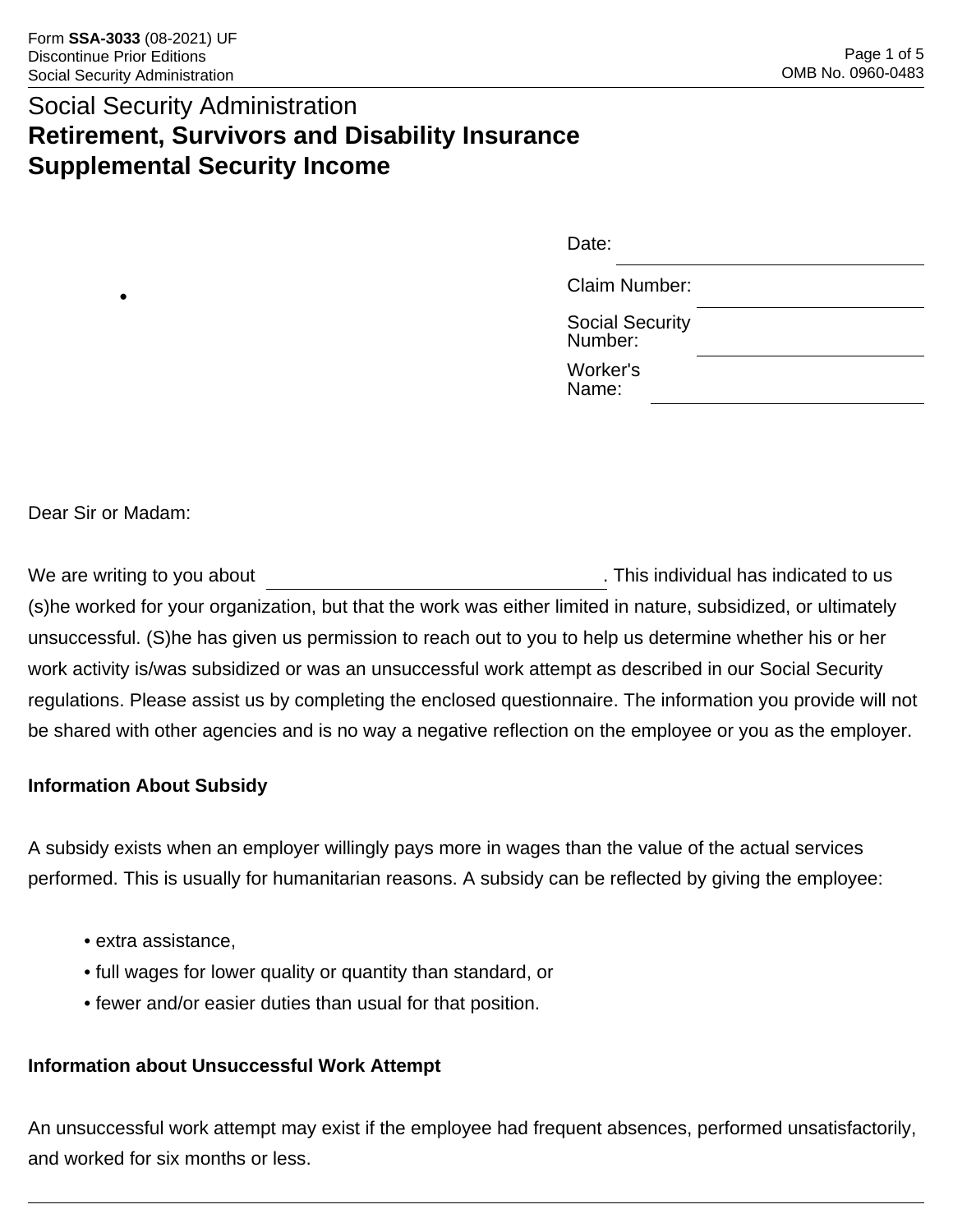Form **SSA-3033** (08-2021) UF
Discontinue Prior Editions
Social Security Administration

OMB No. 0960-0483

Social Security Administration

# Retirement, Survivors and Disability Insurance
# Supplemental Security Income

•

Date: ______________________

Claim Number: ______________________

Social Security Number: ______________________

Worker's Name: ______________________

Dear Sir or Madam:

We are writing to you about ______________________. This individual has indicated to us (s)he worked for your organization, but that the work was either limited in nature, subsidized, or ultimately unsuccessful. (S)he has given us permission to reach out to you to help us determine whether his or her work activity is/was subsidized or was an unsuccessful work attempt as described in our Social Security regulations. Please assist us by completing the enclosed questionnaire. The information you provide will not be shared with other agencies and is no way a negative reflection on the employee or you as the employer.

**Information About Subsidy**

A subsidy exists when an employer willingly pays more in wages than the value of the actual services performed. This is usually for humanitarian reasons. A subsidy can be reflected by giving the employee:

- extra assistance,
- full wages for lower quality or quantity than standard, or
- fewer and/or easier duties than usual for that position.

**Information about Unsuccessful Work Attempt**

An unsuccessful work attempt may exist if the employee had frequent absences, performed unsatisfactorily, and worked for six months or less.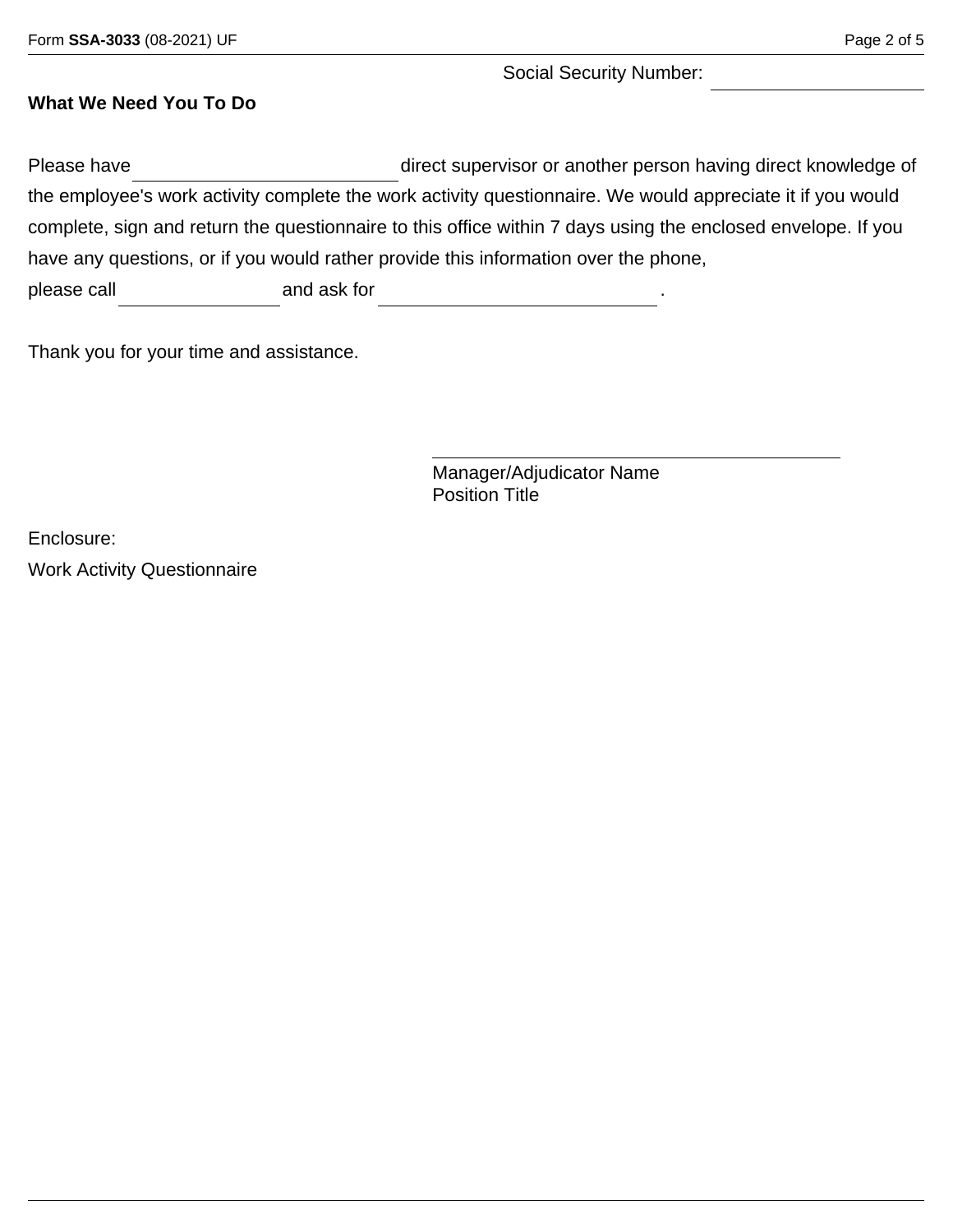Social Security Number: ____________________

**What We Need You To Do**

Please have ______________________ direct supervisor or another person having direct knowledge of the employee's work activity complete the work activity questionnaire. We would appreciate it if you would complete, sign and return the questionnaire to this office within 7 days using the enclosed envelope. If you have any questions, or if you would rather provide this information over the phone, please call ______________ and ask for ________________________ .

Thank you for your time and assistance.

____________________________________
Manager/Adjudicator Name
Position Title

Enclosure:
Work Activity Questionnaire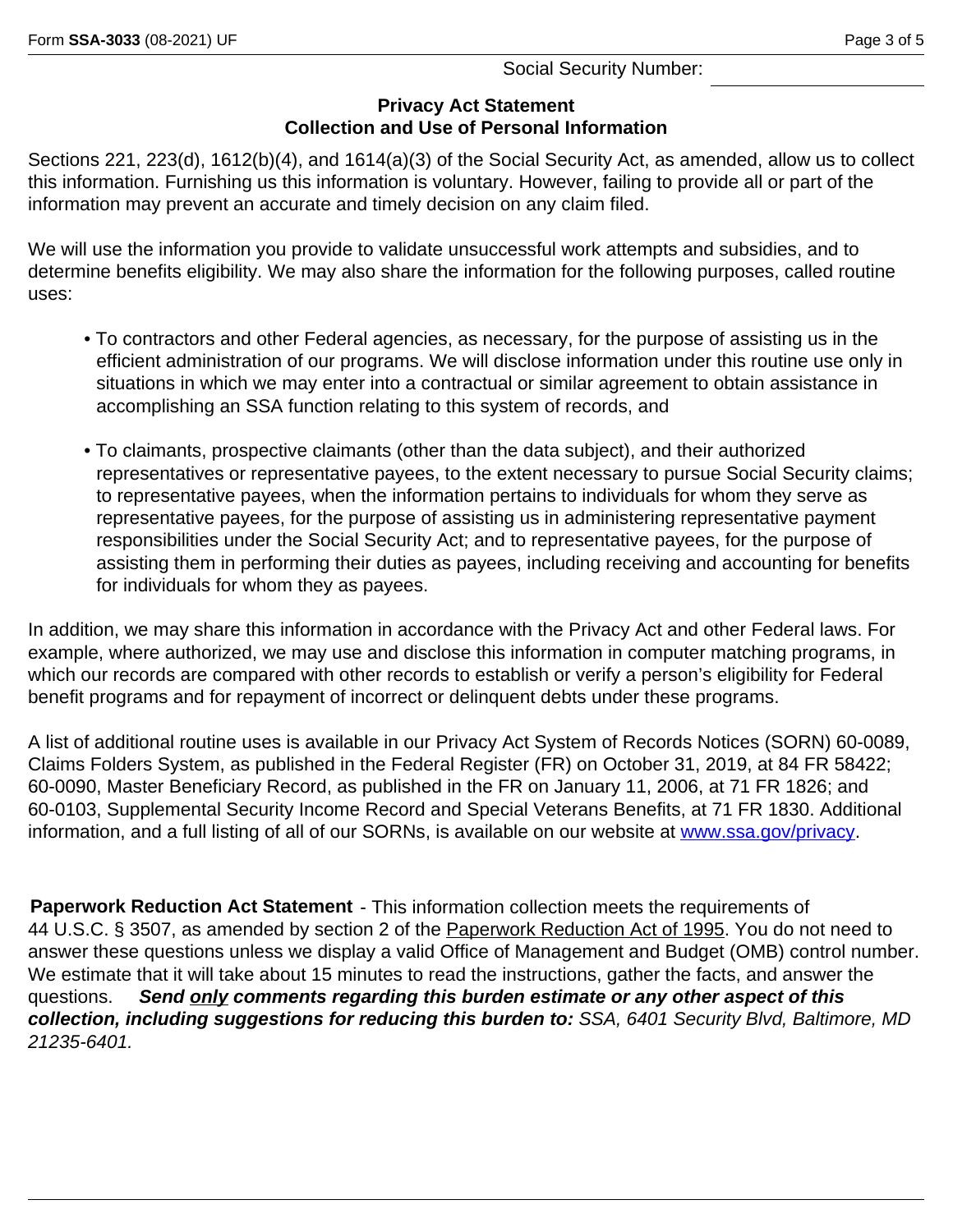Social Security Number: \_\_\_\_\_\_\_\_\_\_\_\_\_\_\_\_

## Privacy Act Statement
## Collection and Use of Personal Information

Sections 221, 223(d), 1612(b)(4), and 1614(a)(3) of the Social Security Act, as amended, allow us to collect this information. Furnishing us this information is voluntary. However, failing to provide all or part of the information may prevent an accurate and timely decision on any claim filed.

We will use the information you provide to validate unsuccessful work attempts and subsidies, and to determine benefits eligibility. We may also share the information for the following purposes, called routine uses:

- To contractors and other Federal agencies, as necessary, for the purpose of assisting us in the efficient administration of our programs. We will disclose information under this routine use only in situations in which we may enter into a contractual or similar agreement to obtain assistance in accomplishing an SSA function relating to this system of records, and

- To claimants, prospective claimants (other than the data subject), and their authorized representatives or representative payees, to the extent necessary to pursue Social Security claims; to representative payees, when the information pertains to individuals for whom they serve as representative payees, for the purpose of assisting us in administering representative payment responsibilities under the Social Security Act; and to representative payees, for the purpose of assisting them in performing their duties as payees, including receiving and accounting for benefits for individuals for whom they as payees.

In addition, we may share this information in accordance with the Privacy Act and other Federal laws. For example, where authorized, we may use and disclose this information in computer matching programs, in which our records are compared with other records to establish or verify a person's eligibility for Federal benefit programs and for repayment of incorrect or delinquent debts under these programs.

A list of additional routine uses is available in our Privacy Act System of Records Notices (SORN) 60-0089, Claims Folders System, as published in the Federal Register (FR) on October 31, 2019, at 84 FR 58422; 60-0090, Master Beneficiary Record, as published in the FR on January 11, 2006, at 71 FR 1826; and 60-0103, Supplemental Security Income Record and Special Veterans Benefits, at 71 FR 1830. Additional information, and a full listing of all of our SORNs, is available on our website at www.ssa.gov/privacy.

**Paperwork Reduction Act Statement** - This information collection meets the requirements of 44 U.S.C. § 3507, as amended by section 2 of the Paperwork Reduction Act of 1995. You do not need to answer these questions unless we display a valid Office of Management and Budget (OMB) control number. We estimate that it will take about 15 minutes to read the instructions, gather the facts, and answer the questions. ***Send only comments regarding this burden estimate or any other aspect of this collection, including suggestions for reducing this burden to:*** *SSA, 6401 Security Blvd, Baltimore, MD 21235-6401.*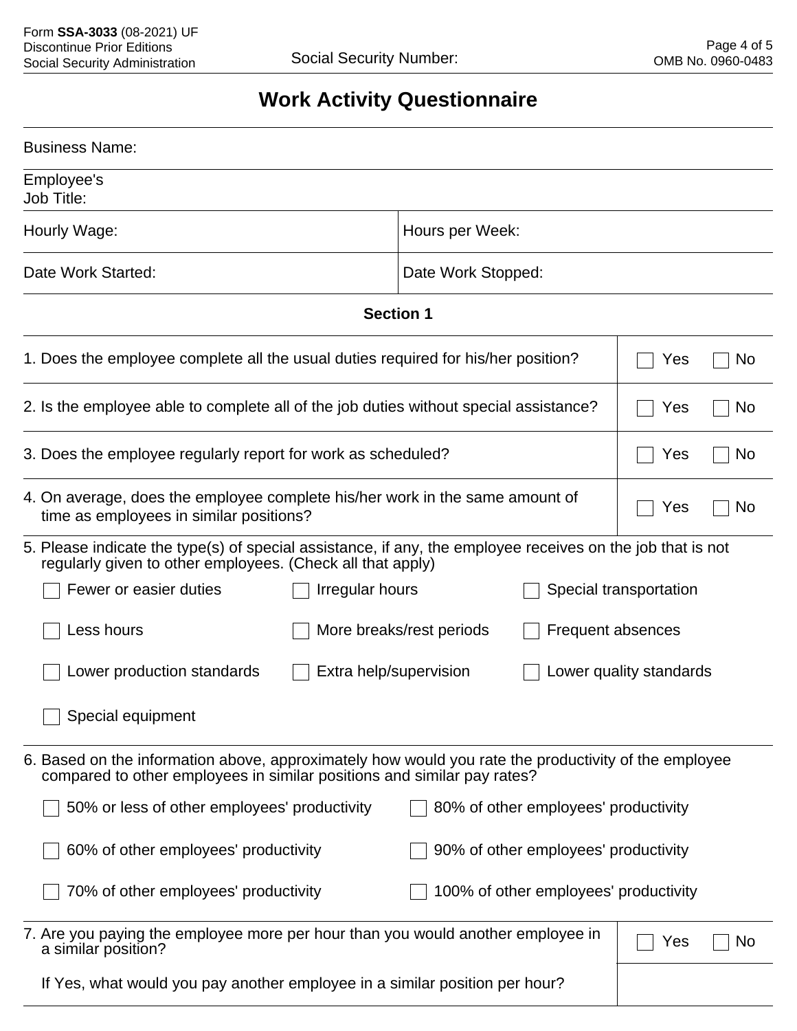# Work Activity Questionnaire

Social Security Number:

| Business Name: | |
|---|---|
| Employee's Job Title: | |
| Hourly Wage: | Hours per Week: |
| Date Work Started: | Date Work Stopped: |

## Section 1

| Question | Answer |
|---|---|
| 1. Does the employee complete all the usual duties required for his/her position? | ☐ Yes ☐ No |
| 2. Is the employee able to complete all of the job duties without special assistance? | ☐ Yes ☐ No |
| 3. Does the employee regularly report for work as scheduled? | ☐ Yes ☐ No |
| 4. On average, does the employee complete his/her work in the same amount of time as employees in similar positions? | ☐ Yes ☐ No |

5. Please indicate the type(s) of special assistance, if any, the employee receives on the job that is not regularly given to other employees. (Check all that apply)

- ☐ Fewer or easier duties
- ☐ Irregular hours
- ☐ Special transportation
- ☐ Less hours
- ☐ More breaks/rest periods
- ☐ Frequent absences
- ☐ Lower production standards
- ☐ Extra help/supervision
- ☐ Lower quality standards
- ☐ Special equipment

6. Based on the information above, approximately how would you rate the productivity of the employee compared to other employees in similar positions and similar pay rates?

- ☐ 50% or less of other employees' productivity
- ☐ 60% of other employees' productivity
- ☐ 70% of other employees' productivity
- ☐ 80% of other employees' productivity
- ☐ 90% of other employees' productivity
- ☐ 100% of other employees' productivity

| Question | Answer |
|---|---|
| 7. Are you paying the employee more per hour than you would another employee in a similar position? | ☐ Yes ☐ No |
| If Yes, what would you pay another employee in a similar position per hour? | |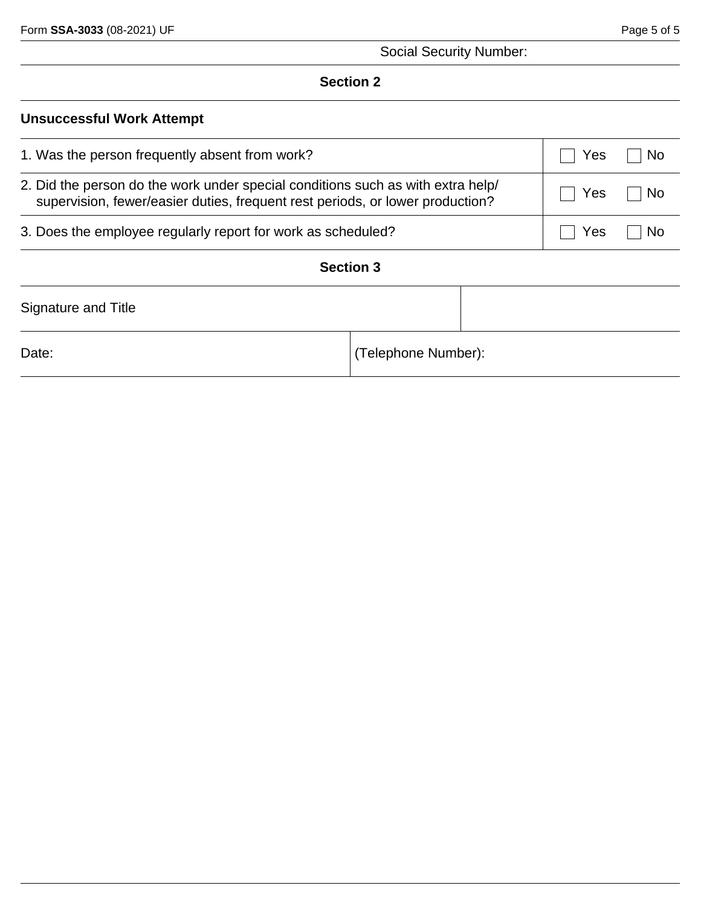Social Security Number:

## Section 2

### Unsuccessful Work Attempt

| | |
|---|---|
| 1. Was the person frequently absent from work? | ☐ Yes ☐ No |
| 2. Did the person do the work under special conditions such as with extra help/ supervision, fewer/easier duties, frequent rest periods, or lower production? | ☐ Yes ☐ No |
| 3. Does the employee regularly report for work as scheduled? | ☐ Yes ☐ No |

## Section 3

| | |
|---|---|
| Signature and Title | |
| Date: | (Telephone Number): |